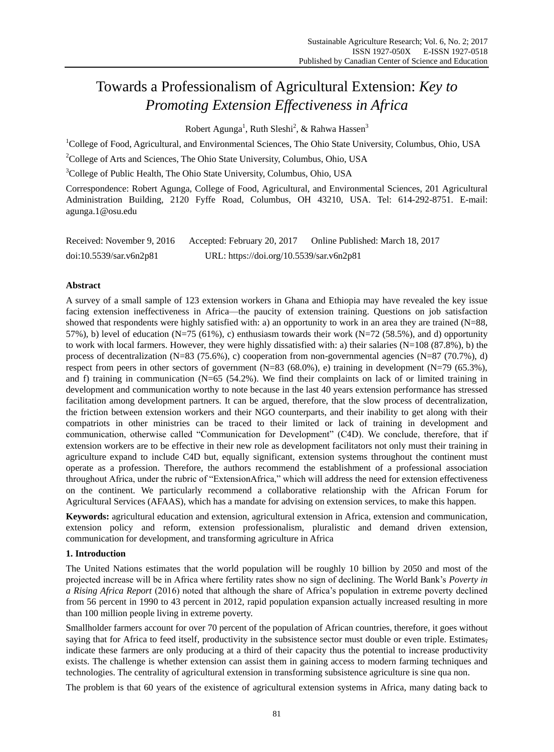# Towards a Professionalism of Agricultural Extension: *Key to Promoting Extension Effectiveness in Africa*

Robert Agunga[1], Ruth Sleshi[2], & Rahwa Hassen[3]

[1]College of Food, Agricultural, and Environmental Sciences, The Ohio State University, Columbus, Ohio, USA

[2]College of Arts and Sciences, The Ohio State University, Columbus, Ohio, USA

[3]College of Public Health, The Ohio State University, Columbus, Ohio, USA

Correspondence: Robert Agunga, College of Food, Agricultural, and Environmental Sciences, 201 Agricultural Administration Building, 2120 Fyffe Road, Columbus, OH 43210, USA. Tel: 614-292-8751. E-mail: agunga.1@osu.edu

Received: November 9, 2016 Accepted: February 20, 2017 Online Published: March 18, 2017

doi:10.5539/sar.v6n2p81 URL: https://doi.org/10.5539/sar.v6n2p81

## Abstract

A survey of a small sample of 123 extension workers in Ghana and Ethiopia may have revealed the key issue facing extension ineffectiveness in Africa—the paucity of extension training. Questions on job satisfaction showed that respondents were highly satisfied with: a) an opportunity to work in an area they are trained (N=88, 57%), b) level of education (N=75 (61%), c) enthusiasm towards their work (N=72 (58.5%), and d) opportunity to work with local farmers. However, they were highly dissatisfied with: a) their salaries (N=108 (87.8%), b) the process of decentralization (N=83 (75.6%), c) cooperation from non-governmental agencies (N=87 (70.7%), d) respect from peers in other sectors of government (N=83 (68.0%), e) training in development (N=79 (65.3%), and f) training in communication (N=65 (54.2%). We find their complaints on lack of or limited training in development and communication worthy to note because in the last 40 years extension performance has stressed facilitation among development partners. It can be argued, therefore, that the slow process of decentralization, the friction between extension workers and their NGO counterparts, and their inability to get along with their compatriots in other ministries can be traced to their limited or lack of training in development and communication, otherwise called "Communication for Development" (C4D). We conclude, therefore, that if extension workers are to be effective in their new role as development facilitators not only must their training in agriculture expand to include C4D but, equally significant, extension systems throughout the continent must operate as a profession. Therefore, the authors recommend the establishment of a professional association throughout Africa, under the rubric of "ExtensionAfrica," which will address the need for extension effectiveness on the continent. We particularly recommend a collaborative relationship with the African Forum for Agricultural Services (AFAAS), which has a mandate for advising on extension services, to make this happen.

**Keywords:** agricultural education and extension, agricultural extension in Africa, extension and communication, extension policy and reform, extension professionalism, pluralistic and demand driven extension, communication for development, and transforming agriculture in Africa

## 1. Introduction

The United Nations estimates that the world population will be roughly 10 billion by 2050 and most of the projected increase will be in Africa where fertility rates show no sign of declining. The World Bank's *Poverty in a Rising Africa Report* (2016) noted that although the share of Africa's population in extreme poverty declined from 56 percent in 1990 to 43 percent in 2012, rapid population expansion actually increased resulting in more than 100 million people living in extreme poverty.

Smallholder farmers account for over 70 percent of the population of African countries, therefore, it goes without saying that for Africa to feed itself, productivity in the subsistence sector must double or even triple. Estimates, indicate these farmers are only producing at a third of their capacity thus the potential to increase productivity exists. The challenge is whether extension can assist them in gaining access to modern farming techniques and technologies. The centrality of agricultural extension in transforming subsistence agriculture is sine qua non.

The problem is that 60 years of the existence of agricultural extension systems in Africa, many dating back to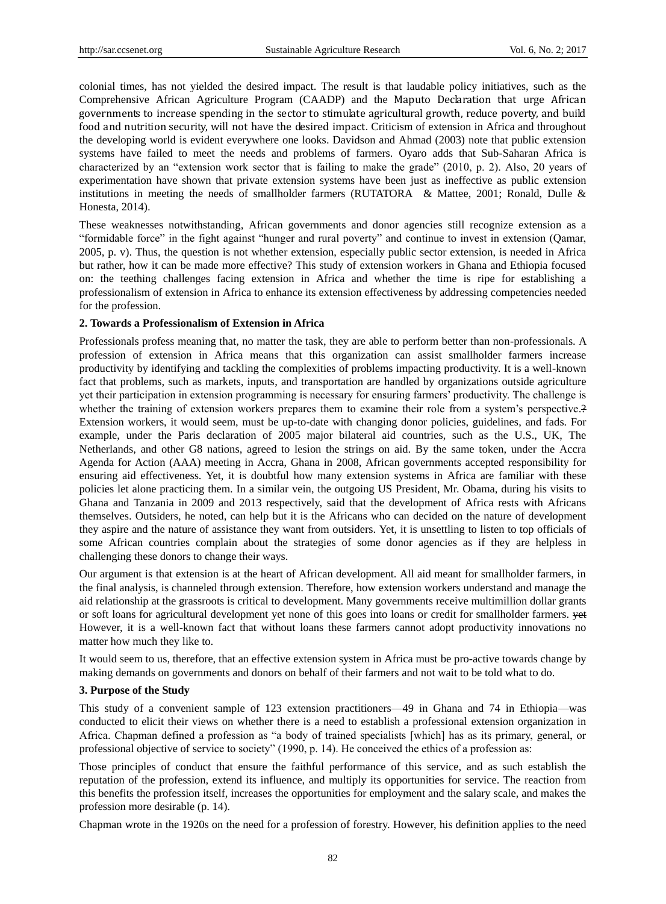colonial times, has not yielded the desired impact. The result is that laudable policy initiatives, such as the Comprehensive African Agriculture Program (CAADP) and the Maputo Declaration that urge African governments to increase spending in the sector to stimulate agricultural growth, reduce poverty, and build food and nutrition security, will not have the desired impact. Criticism of extension in Africa and throughout the developing world is evident everywhere one looks. Davidson and Ahmad (2003) note that public extension systems have failed to meet the needs and problems of farmers. Oyaro adds that Sub-Saharan Africa is characterized by an "extension work sector that is failing to make the grade" (2010, p. 2). Also, 20 years of experimentation have shown that private extension systems have been just as ineffective as public extension institutions in meeting the needs of smallholder farmers (RUTATORA & Mattee, 2001; Ronald, Dulle & Honesta, 2014).

These weaknesses notwithstanding, African governments and donor agencies still recognize extension as a "formidable force" in the fight against "hunger and rural poverty" and continue to invest in extension (Qamar, 2005, p. v). Thus, the question is not whether extension, especially public sector extension, is needed in Africa but rather, how it can be made more effective? This study of extension workers in Ghana and Ethiopia focused on: the teething challenges facing extension in Africa and whether the time is ripe for establishing a professionalism of extension in Africa to enhance its extension effectiveness by addressing competencies needed for the profession.

## 2. Towards a Professionalism of Extension in Africa

Professionals profess meaning that, no matter the task, they are able to perform better than non-professionals. A profession of extension in Africa means that this organization can assist smallholder farmers increase productivity by identifying and tackling the complexities of problems impacting productivity. It is a well-known fact that problems, such as markets, inputs, and transportation are handled by organizations outside agriculture yet their participation in extension programming is necessary for ensuring farmers' productivity. The challenge is whether the training of extension workers prepares them to examine their role from a system's perspective.? Extension workers, it would seem, must be up-to-date with changing donor policies, guidelines, and fads. For example, under the Paris declaration of 2005 major bilateral aid countries, such as the U.S., UK, The Netherlands, and other G8 nations, agreed to lesion the strings on aid. By the same token, under the Accra Agenda for Action (AAA) meeting in Accra, Ghana in 2008, African governments accepted responsibility for ensuring aid effectiveness. Yet, it is doubtful how many extension systems in Africa are familiar with these policies let alone practicing them. In a similar vein, the outgoing US President, Mr. Obama, during his visits to Ghana and Tanzania in 2009 and 2013 respectively, said that the development of Africa rests with Africans themselves. Outsiders, he noted, can help but it is the Africans who can decided on the nature of development they aspire and the nature of assistance they want from outsiders. Yet, it is unsettling to listen to top officials of some African countries complain about the strategies of some donor agencies as if they are helpless in challenging these donors to change their ways.

Our argument is that extension is at the heart of African development. All aid meant for smallholder farmers, in the final analysis, is channeled through extension. Therefore, how extension workers understand and manage the aid relationship at the grassroots is critical to development. Many governments receive multimillion dollar grants or soft loans for agricultural development yet none of this goes into loans or credit for smallholder farmers. ~~yet~~ However, it is a well-known fact that without loans these farmers cannot adopt productivity innovations no matter how much they like to.

It would seem to us, therefore, that an effective extension system in Africa must be pro-active towards change by making demands on governments and donors on behalf of their farmers and not wait to be told what to do.

## 3. Purpose of the Study

This study of a convenient sample of 123 extension practitioners—49 in Ghana and 74 in Ethiopia—was conducted to elicit their views on whether there is a need to establish a professional extension organization in Africa. Chapman defined a profession as "a body of trained specialists [which] has as its primary, general, or professional objective of service to society" (1990, p. 14). He conceived the ethics of a profession as:

Those principles of conduct that ensure the faithful performance of this service, and as such establish the reputation of the profession, extend its influence, and multiply its opportunities for service. The reaction from this benefits the profession itself, increases the opportunities for employment and the salary scale, and makes the profession more desirable (p. 14).

Chapman wrote in the 1920s on the need for a profession of forestry. However, his definition applies to the need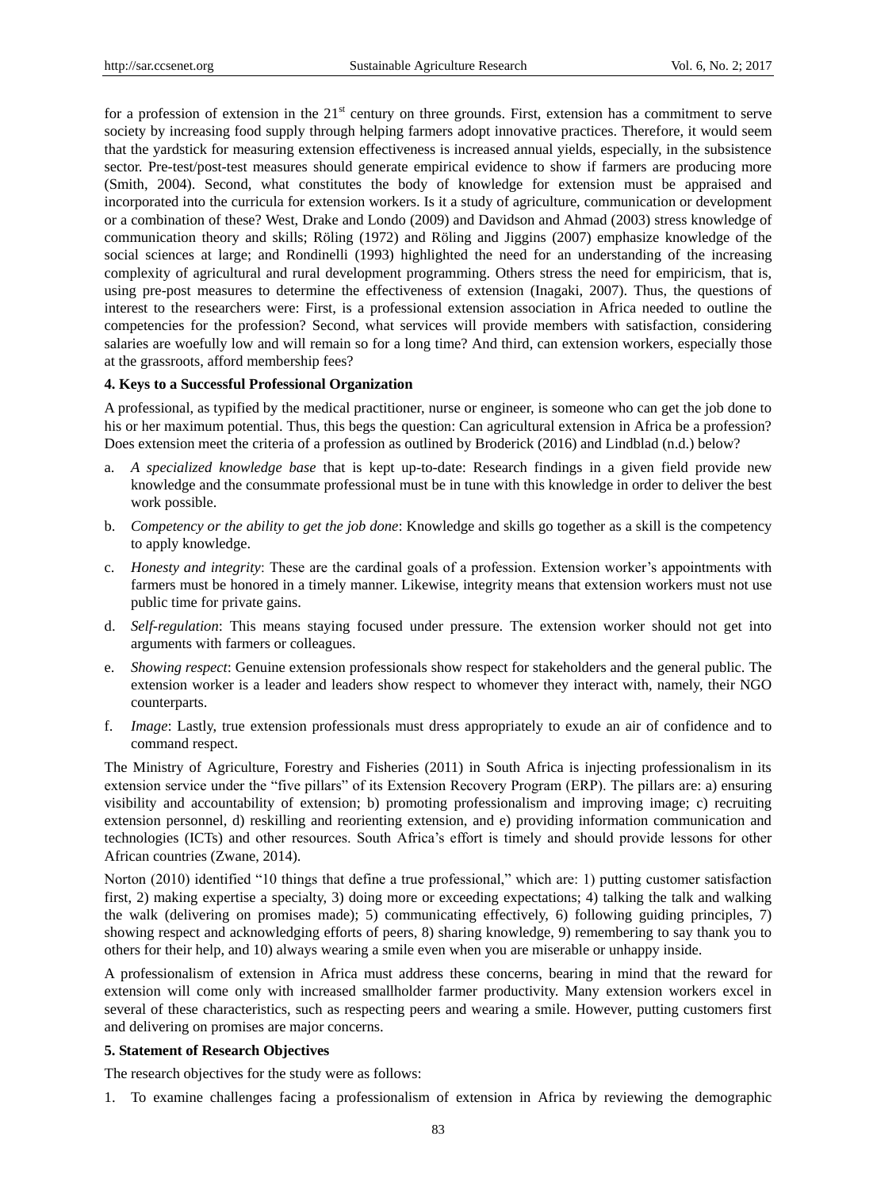for a profession of extension in the 21st century on three grounds. First, extension has a commitment to serve society by increasing food supply through helping farmers adopt innovative practices. Therefore, it would seem that the yardstick for measuring extension effectiveness is increased annual yields, especially, in the subsistence sector. Pre-test/post-test measures should generate empirical evidence to show if farmers are producing more (Smith, 2004). Second, what constitutes the body of knowledge for extension must be appraised and incorporated into the curricula for extension workers. Is it a study of agriculture, communication or development or a combination of these? West, Drake and Londo (2009) and Davidson and Ahmad (2003) stress knowledge of communication theory and skills; Röling (1972) and Röling and Jiggins (2007) emphasize knowledge of the social sciences at large; and Rondinelli (1993) highlighted the need for an understanding of the increasing complexity of agricultural and rural development programming. Others stress the need for empiricism, that is, using pre-post measures to determine the effectiveness of extension (Inagaki, 2007). Thus, the questions of interest to the researchers were: First, is a professional extension association in Africa needed to outline the competencies for the profession? Second, what services will provide members with satisfaction, considering salaries are woefully low and will remain so for a long time? And third, can extension workers, especially those at the grassroots, afford membership fees?

### 4. Keys to a Successful Professional Organization

A professional, as typified by the medical practitioner, nurse or engineer, is someone who can get the job done to his or her maximum potential. Thus, this begs the question: Can agricultural extension in Africa be a profession? Does extension meet the criteria of a profession as outlined by Broderick (2016) and Lindblad (n.d.) below?

a. *A specialized knowledge base* that is kept up-to-date: Research findings in a given field provide new knowledge and the consummate professional must be in tune with this knowledge in order to deliver the best work possible.

b. *Competency or the ability to get the job done*: Knowledge and skills go together as a skill is the competency to apply knowledge.

c. *Honesty and integrity*: These are the cardinal goals of a profession. Extension worker's appointments with farmers must be honored in a timely manner. Likewise, integrity means that extension workers must not use public time for private gains.

d. *Self-regulation*: This means staying focused under pressure. The extension worker should not get into arguments with farmers or colleagues.

e. *Showing respect*: Genuine extension professionals show respect for stakeholders and the general public. The extension worker is a leader and leaders show respect to whomever they interact with, namely, their NGO counterparts.

f. *Image*: Lastly, true extension professionals must dress appropriately to exude an air of confidence and to command respect.

The Ministry of Agriculture, Forestry and Fisheries (2011) in South Africa is injecting professionalism in its extension service under the "five pillars" of its Extension Recovery Program (ERP). The pillars are: a) ensuring visibility and accountability of extension; b) promoting professionalism and improving image; c) recruiting extension personnel, d) reskilling and reorienting extension, and e) providing information communication and technologies (ICTs) and other resources. South Africa's effort is timely and should provide lessons for other African countries (Zwane, 2014).

Norton (2010) identified "10 things that define a true professional," which are: 1) putting customer satisfaction first, 2) making expertise a specialty, 3) doing more or exceeding expectations; 4) talking the talk and walking the walk (delivering on promises made); 5) communicating effectively, 6) following guiding principles, 7) showing respect and acknowledging efforts of peers, 8) sharing knowledge, 9) remembering to say thank you to others for their help, and 10) always wearing a smile even when you are miserable or unhappy inside.

A professionalism of extension in Africa must address these concerns, bearing in mind that the reward for extension will come only with increased smallholder farmer productivity. Many extension workers excel in several of these characteristics, such as respecting peers and wearing a smile. However, putting customers first and delivering on promises are major concerns.

### 5. Statement of Research Objectives

The research objectives for the study were as follows:

1. To examine challenges facing a professionalism of extension in Africa by reviewing the demographic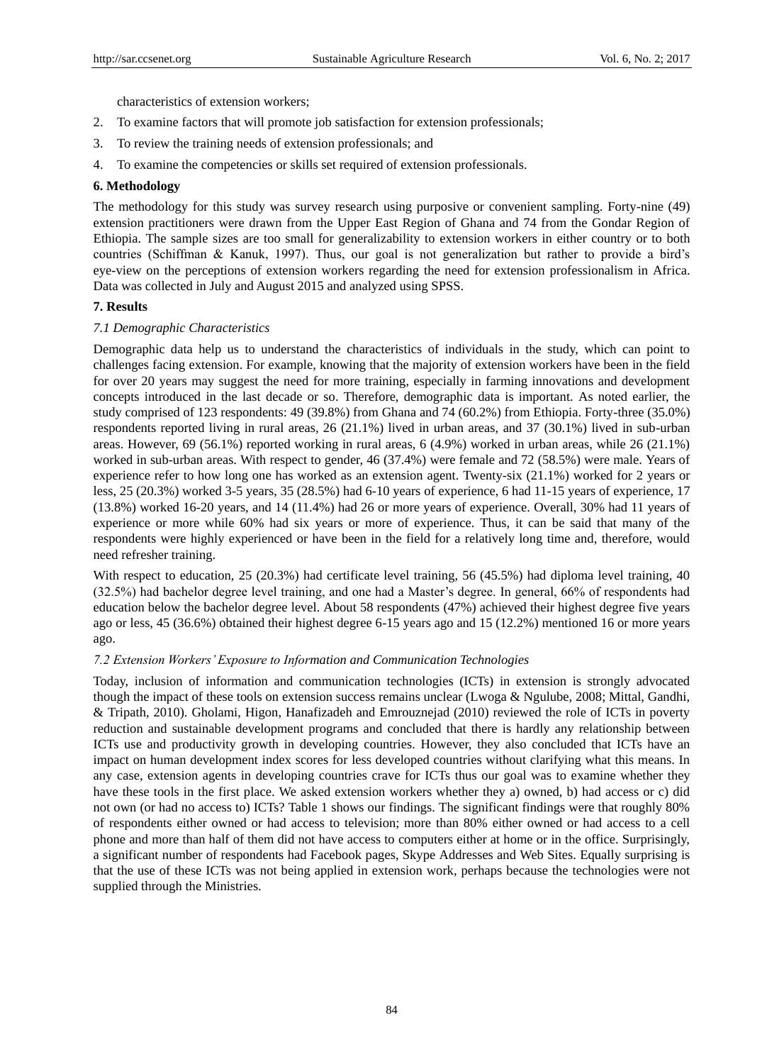characteristics of extension workers;

2. To examine factors that will promote job satisfaction for extension professionals;
3. To review the training needs of extension professionals; and
4. To examine the competencies or skills set required of extension professionals.

## 6. Methodology

The methodology for this study was survey research using purposive or convenient sampling. Forty-nine (49) extension practitioners were drawn from the Upper East Region of Ghana and 74 from the Gondar Region of Ethiopia. The sample sizes are too small for generalizability to extension workers in either country or to both countries (Schiffman & Kanuk, 1997). Thus, our goal is not generalization but rather to provide a bird's eye-view on the perceptions of extension workers regarding the need for extension professionalism in Africa. Data was collected in July and August 2015 and analyzed using SPSS.

## 7. Results

### *7.1 Demographic Characteristics*

Demographic data help us to understand the characteristics of individuals in the study, which can point to challenges facing extension. For example, knowing that the majority of extension workers have been in the field for over 20 years may suggest the need for more training, especially in farming innovations and development concepts introduced in the last decade or so. Therefore, demographic data is important. As noted earlier, the study comprised of 123 respondents: 49 (39.8%) from Ghana and 74 (60.2%) from Ethiopia. Forty-three (35.0%) respondents reported living in rural areas, 26 (21.1%) lived in urban areas, and 37 (30.1%) lived in sub-urban areas. However, 69 (56.1%) reported working in rural areas, 6 (4.9%) worked in urban areas, while 26 (21.1%) worked in sub-urban areas. With respect to gender, 46 (37.4%) were female and 72 (58.5%) were male. Years of experience refer to how long one has worked as an extension agent. Twenty-six (21.1%) worked for 2 years or less, 25 (20.3%) worked 3-5 years, 35 (28.5%) had 6-10 years of experience, 6 had 11-15 years of experience, 17 (13.8%) worked 16-20 years, and 14 (11.4%) had 26 or more years of experience. Overall, 30% had 11 years of experience or more while 60% had six years or more of experience. Thus, it can be said that many of the respondents were highly experienced or have been in the field for a relatively long time and, therefore, would need refresher training.

With respect to education, 25 (20.3%) had certificate level training, 56 (45.5%) had diploma level training, 40 (32.5%) had bachelor degree level training, and one had a Master's degree. In general, 66% of respondents had education below the bachelor degree level. About 58 respondents (47%) achieved their highest degree five years ago or less, 45 (36.6%) obtained their highest degree 6-15 years ago and 15 (12.2%) mentioned 16 or more years ago.

### *7.2 Extension Workers' Exposure to Information and Communication Technologies*

Today, inclusion of information and communication technologies (ICTs) in extension is strongly advocated though the impact of these tools on extension success remains unclear (Lwoga & Ngulube, 2008; Mittal, Gandhi, & Tripath, 2010). Gholami, Higon, Hanafizadeh and Emrouznejad (2010) reviewed the role of ICTs in poverty reduction and sustainable development programs and concluded that there is hardly any relationship between ICTs use and productivity growth in developing countries. However, they also concluded that ICTs have an impact on human development index scores for less developed countries without clarifying what this means. In any case, extension agents in developing countries crave for ICTs thus our goal was to examine whether they have these tools in the first place. We asked extension workers whether they a) owned, b) had access or c) did not own (or had no access to) ICTs? Table 1 shows our findings. The significant findings were that roughly 80% of respondents either owned or had access to television; more than 80% either owned or had access to a cell phone and more than half of them did not have access to computers either at home or in the office. Surprisingly, a significant number of respondents had Facebook pages, Skype Addresses and Web Sites. Equally surprising is that the use of these ICTs was not being applied in extension work, perhaps because the technologies were not supplied through the Ministries.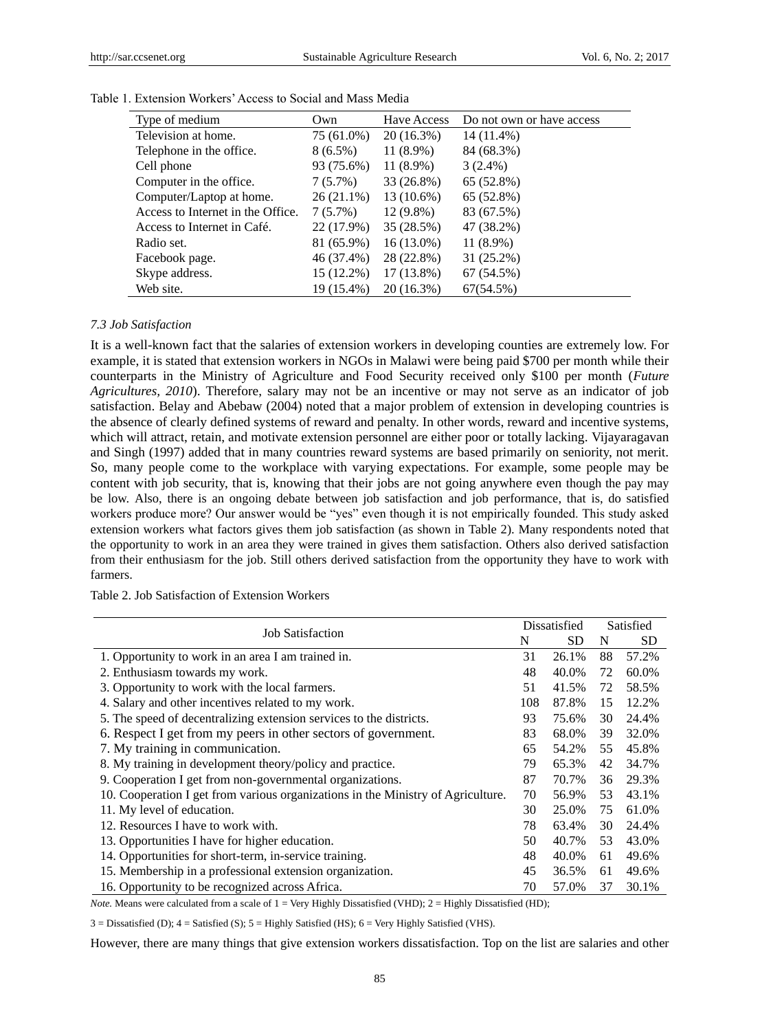Table 1. Extension Workers' Access to Social and Mass Media

| Type of medium | Own | Have Access | Do not own or have access |
|---|---|---|---|
| Television at home. | 75 (61.0%) | 20 (16.3%) | 14 (11.4%) |
| Telephone in the office. | 8 (6.5%) | 11 (8.9%) | 84 (68.3%) |
| Cell phone | 93 (75.6%) | 11 (8.9%) | 3 (2.4%) |
| Computer in the office. | 7 (5.7%) | 33 (26.8%) | 65 (52.8%) |
| Computer/Laptop at home. | 26 (21.1%) | 13 (10.6%) | 65 (52.8%) |
| Access to Internet in the Office. | 7 (5.7%) | 12 (9.8%) | 83 (67.5%) |
| Access to Internet in Café. | 22 (17.9%) | 35 (28.5%) | 47 (38.2%) |
| Radio set. | 81 (65.9%) | 16 (13.0%) | 11 (8.9%) |
| Facebook page. | 46 (37.4%) | 28 (22.8%) | 31 (25.2%) |
| Skype address. | 15 (12.2%) | 17 (13.8%) | 67 (54.5%) |
| Web site. | 19 (15.4%) | 20 (16.3%) | 67(54.5%) |

### *7.3 Job Satisfaction*

It is a well-known fact that the salaries of extension workers in developing counties are extremely low. For example, it is stated that extension workers in NGOs in Malawi were being paid $700 per month while their counterparts in the Ministry of Agriculture and Food Security received only $100 per month (*Future Agricultures, 2010*). Therefore, salary may not be an incentive or may not serve as an indicator of job satisfaction. Belay and Abebaw (2004) noted that a major problem of extension in developing countries is the absence of clearly defined systems of reward and penalty. In other words, reward and incentive systems, which will attract, retain, and motivate extension personnel are either poor or totally lacking. Vijayaragavan and Singh (1997) added that in many countries reward systems are based primarily on seniority, not merit. So, many people come to the workplace with varying expectations. For example, some people may be content with job security, that is, knowing that their jobs are not going anywhere even though the pay may be low. Also, there is an ongoing debate between job satisfaction and job performance, that is, do satisfied workers produce more? Our answer would be "yes" even though it is not empirically founded. This study asked extension workers what factors gives them job satisfaction (as shown in Table 2). Many respondents noted that the opportunity to work in an area they were trained in gives them satisfaction. Others also derived satisfaction from their enthusiasm for the job. Still others derived satisfaction from the opportunity they have to work with farmers.

Table 2. Job Satisfaction of Extension Workers

| Job Satisfaction | Dissatisfied | | Satisfied | |
|---|---|---|---|---|
| | N | SD | N | SD |
| 1. Opportunity to work in an area I am trained in. | 31 | 26.1% | 88 | 57.2% |
| 2. Enthusiasm towards my work. | 48 | 40.0% | 72 | 60.0% |
| 3. Opportunity to work with the local farmers. | 51 | 41.5% | 72 | 58.5% |
| 4. Salary and other incentives related to my work. | 108 | 87.8% | 15 | 12.2% |
| 5. The speed of decentralizing extension services to the districts. | 93 | 75.6% | 30 | 24.4% |
| 6. Respect I get from my peers in other sectors of government. | 83 | 68.0% | 39 | 32.0% |
| 7. My training in communication. | 65 | 54.2% | 55 | 45.8% |
| 8. My training in development theory/policy and practice. | 79 | 65.3% | 42 | 34.7% |
| 9. Cooperation I get from non-governmental organizations. | 87 | 70.7% | 36 | 29.3% |
| 10. Cooperation I get from various organizations in the Ministry of Agriculture. | 70 | 56.9% | 53 | 43.1% |
| 11. My level of education. | 30 | 25.0% | 75 | 61.0% |
| 12. Resources I have to work with. | 78 | 63.4% | 30 | 24.4% |
| 13. Opportunities I have for higher education. | 50 | 40.7% | 53 | 43.0% |
| 14. Opportunities for short-term, in-service training. | 48 | 40.0% | 61 | 49.6% |
| 15. Membership in a professional extension organization. | 45 | 36.5% | 61 | 49.6% |
| 16. Opportunity to be recognized across Africa. | 70 | 57.0% | 37 | 30.1% |

*Note.* Means were calculated from a scale of 1 = Very Highly Dissatisfied (VHD); 2 = Highly Dissatisfied (HD);

3 = Dissatisfied (D); 4 = Satisfied (S); 5 = Highly Satisfied (HS); 6 = Very Highly Satisfied (VHS).

However, there are many things that give extension workers dissatisfaction. Top on the list are salaries and other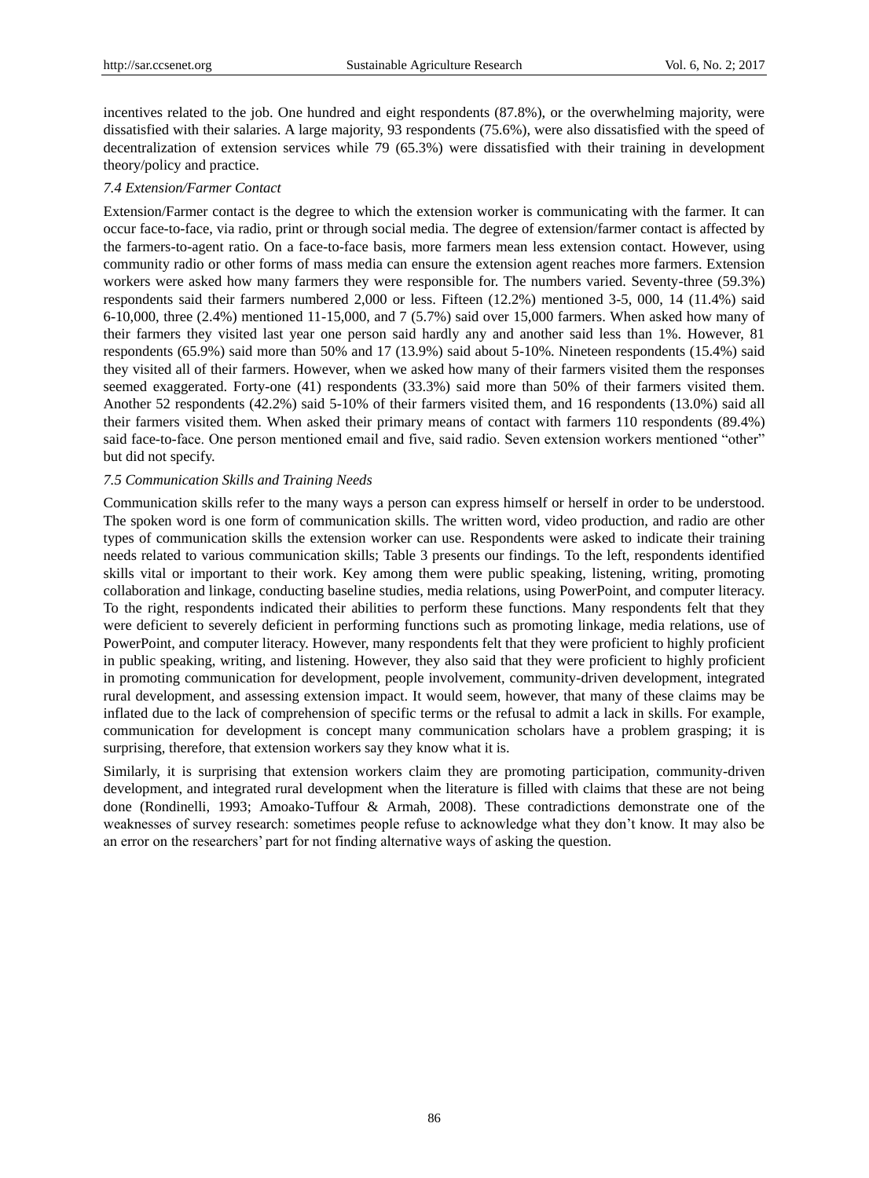incentives related to the job. One hundred and eight respondents (87.8%), or the overwhelming majority, were dissatisfied with their salaries. A large majority, 93 respondents (75.6%), were also dissatisfied with the speed of decentralization of extension services while 79 (65.3%) were dissatisfied with their training in development theory/policy and practice.

### *7.4 Extension/Farmer Contact*

Extension/Farmer contact is the degree to which the extension worker is communicating with the farmer. It can occur face-to-face, via radio, print or through social media. The degree of extension/farmer contact is affected by the farmers-to-agent ratio. On a face-to-face basis, more farmers mean less extension contact. However, using community radio or other forms of mass media can ensure the extension agent reaches more farmers. Extension workers were asked how many farmers they were responsible for. The numbers varied. Seventy-three (59.3%) respondents said their farmers numbered 2,000 or less. Fifteen (12.2%) mentioned 3-5, 000, 14 (11.4%) said 6-10,000, three (2.4%) mentioned 11-15,000, and 7 (5.7%) said over 15,000 farmers. When asked how many of their farmers they visited last year one person said hardly any and another said less than 1%. However, 81 respondents (65.9%) said more than 50% and 17 (13.9%) said about 5-10%. Nineteen respondents (15.4%) said they visited all of their farmers. However, when we asked how many of their farmers visited them the responses seemed exaggerated. Forty-one (41) respondents (33.3%) said more than 50% of their farmers visited them. Another 52 respondents (42.2%) said 5-10% of their farmers visited them, and 16 respondents (13.0%) said all their farmers visited them. When asked their primary means of contact with farmers 110 respondents (89.4%) said face-to-face. One person mentioned email and five, said radio. Seven extension workers mentioned "other" but did not specify.

### *7.5 Communication Skills and Training Needs*

Communication skills refer to the many ways a person can express himself or herself in order to be understood. The spoken word is one form of communication skills. The written word, video production, and radio are other types of communication skills the extension worker can use. Respondents were asked to indicate their training needs related to various communication skills; Table 3 presents our findings. To the left, respondents identified skills vital or important to their work. Key among them were public speaking, listening, writing, promoting collaboration and linkage, conducting baseline studies, media relations, using PowerPoint, and computer literacy. To the right, respondents indicated their abilities to perform these functions. Many respondents felt that they were deficient to severely deficient in performing functions such as promoting linkage, media relations, use of PowerPoint, and computer literacy. However, many respondents felt that they were proficient to highly proficient in public speaking, writing, and listening. However, they also said that they were proficient to highly proficient in promoting communication for development, people involvement, community-driven development, integrated rural development, and assessing extension impact. It would seem, however, that many of these claims may be inflated due to the lack of comprehension of specific terms or the refusal to admit a lack in skills. For example, communication for development is concept many communication scholars have a problem grasping; it is surprising, therefore, that extension workers say they know what it is.

Similarly, it is surprising that extension workers claim they are promoting participation, community-driven development, and integrated rural development when the literature is filled with claims that these are not being done (Rondinelli, 1993; Amoako-Tuffour & Armah, 2008). These contradictions demonstrate one of the weaknesses of survey research: sometimes people refuse to acknowledge what they don't know. It may also be an error on the researchers' part for not finding alternative ways of asking the question.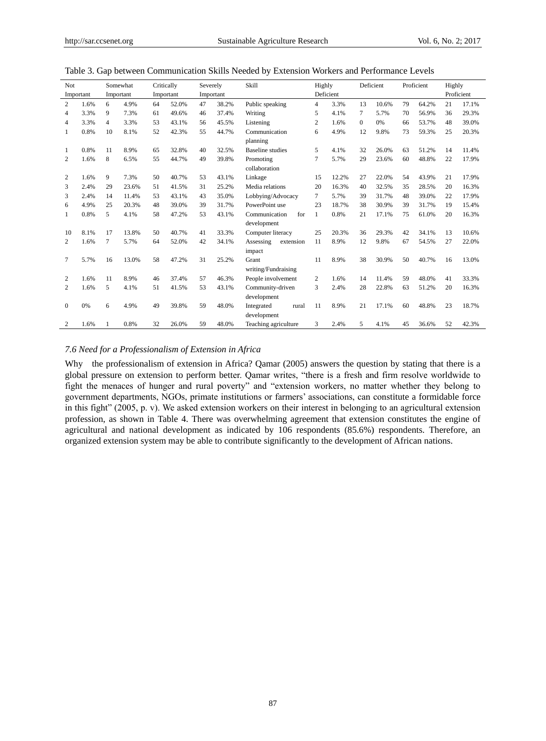Table 3. Gap between Communication Skills Needed by Extension Workers and Performance Levels

| Not Important | | Somewhat Important | | Critically Important | | Severely Important | | Skill | Highly Deficient | | Deficient | | Proficient | | Highly Proficient | |
|---|---|---|---|---|---|---|---|---|---|---|---|---|---|---|---|---|
| 2 | 1.6% | 6 | 4.9% | 64 | 52.0% | 47 | 38.2% | Public speaking | 4 | 3.3% | 13 | 10.6% | 79 | 64.2% | 21 | 17.1% |
| 4 | 3.3% | 9 | 7.3% | 61 | 49.6% | 46 | 37.4% | Writing | 5 | 4.1% | 7 | 5.7% | 70 | 56.9% | 36 | 29.3% |
| 4 | 3.3% | 4 | 3.3% | 53 | 43.1% | 56 | 45.5% | Listening | 2 | 1.6% | 0 | 0% | 66 | 53.7% | 48 | 39.0% |
| 1 | 0.8% | 10 | 8.1% | 52 | 42.3% | 55 | 44.7% | Communication planning | 6 | 4.9% | 12 | 9.8% | 73 | 59.3% | 25 | 20.3% |
| 1 | 0.8% | 11 | 8.9% | 65 | 32.8% | 40 | 32.5% | Baseline studies | 5 | 4.1% | 32 | 26.0% | 63 | 51.2% | 14 | 11.4% |
| 2 | 1.6% | 8 | 6.5% | 55 | 44.7% | 49 | 39.8% | Promoting collaboration | 7 | 5.7% | 29 | 23.6% | 60 | 48.8% | 22 | 17.9% |
| 2 | 1.6% | 9 | 7.3% | 50 | 40.7% | 53 | 43.1% | Linkage | 15 | 12.2% | 27 | 22.0% | 54 | 43.9% | 21 | 17.9% |
| 3 | 2.4% | 29 | 23.6% | 51 | 41.5% | 31 | 25.2% | Media relations | 20 | 16.3% | 40 | 32.5% | 35 | 28.5% | 20 | 16.3% |
| 3 | 2.4% | 14 | 11.4% | 53 | 43.1% | 43 | 35.0% | Lobbying/Advocacy | 7 | 5.7% | 39 | 31.7% | 48 | 39.0% | 22 | 17.9% |
| 6 | 4.9% | 25 | 20.3% | 48 | 39.0% | 39 | 31.7% | PowerPoint use | 23 | 18.7% | 38 | 30.9% | 39 | 31.7% | 19 | 15.4% |
| 1 | 0.8% | 5 | 4.1% | 58 | 47.2% | 53 | 43.1% | Communication for development | 1 | 0.8% | 21 | 17.1% | 75 | 61.0% | 20 | 16.3% |
| 10 | 8.1% | 17 | 13.8% | 50 | 40.7% | 41 | 33.3% | Computer literacy | 25 | 20.3% | 36 | 29.3% | 42 | 34.1% | 13 | 10.6% |
| 2 | 1.6% | 7 | 5.7% | 64 | 52.0% | 42 | 34.1% | Assessing extension impact | 11 | 8.9% | 12 | 9.8% | 67 | 54.5% | 27 | 22.0% |
| 7 | 5.7% | 16 | 13.0% | 58 | 47.2% | 31 | 25.2% | Grant writing/Fundraising | 11 | 8.9% | 38 | 30.9% | 50 | 40.7% | 16 | 13.0% |
| 2 | 1.6% | 11 | 8.9% | 46 | 37.4% | 57 | 46.3% | People involvement | 2 | 1.6% | 14 | 11.4% | 59 | 48.0% | 41 | 33.3% |
| 2 | 1.6% | 5 | 4.1% | 51 | 41.5% | 53 | 43.1% | Community-driven development | 3 | 2.4% | 28 | 22.8% | 63 | 51.2% | 20 | 16.3% |
| 0 | 0% | 6 | 4.9% | 49 | 39.8% | 59 | 48.0% | Integrated rural development | 11 | 8.9% | 21 | 17.1% | 60 | 48.8% | 23 | 18.7% |
| 2 | 1.6% | 1 | 0.8% | 32 | 26.0% | 59 | 48.0% | Teaching agriculture | 3 | 2.4% | 5 | 4.1% | 45 | 36.6% | 52 | 42.3% |

### *7.6 Need for a Professionalism of Extension in Africa*

Why the professionalism of extension in Africa? Qamar (2005) answers the question by stating that there is a global pressure on extension to perform better. Qamar writes, "there is a fresh and firm resolve worldwide to fight the menaces of hunger and rural poverty" and "extension workers, no matter whether they belong to government departments, NGOs, primate institutions or farmers' associations, can constitute a formidable force in this fight" (2005, p. v). We asked extension workers on their interest in belonging to an agricultural extension profession, as shown in Table 4. There was overwhelming agreement that extension constitutes the engine of agricultural and national development as indicated by 106 respondents (85.6%) respondents. Therefore, an organized extension system may be able to contribute significantly to the development of African nations.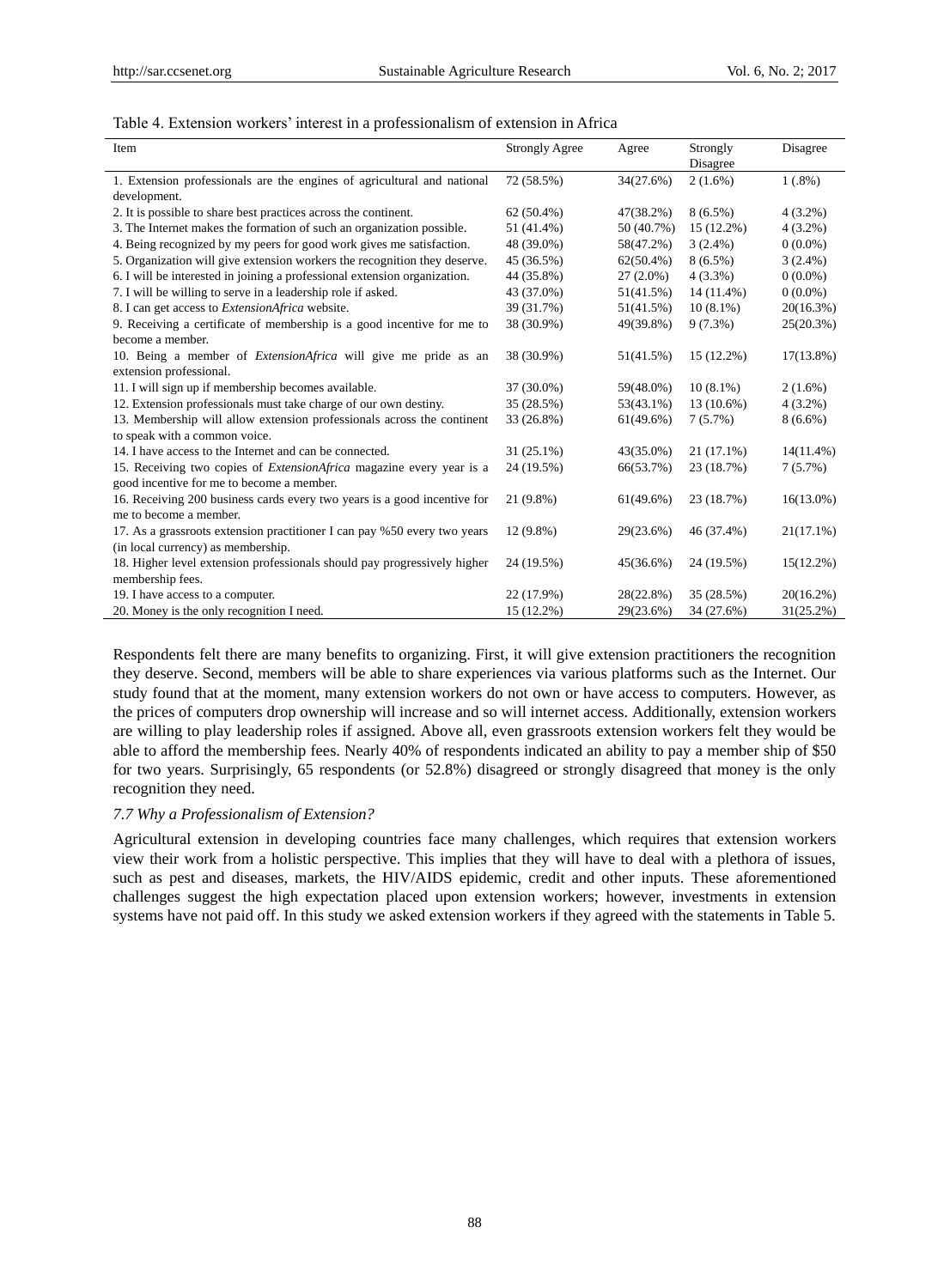Table 4. Extension workers' interest in a professionalism of extension in Africa

| Item | Strongly Agree | Agree | Strongly Disagree | Disagree |
|---|---|---|---|---|
| 1. Extension professionals are the engines of agricultural and national development. | 72 (58.5%) | 34(27.6%) | 2 (1.6%) | 1 (.8%) |
| 2. It is possible to share best practices across the continent. | 62 (50.4%) | 47(38.2%) | 8 (6.5%) | 4 (3.2%) |
| 3. The Internet makes the formation of such an organization possible. | 51 (41.4%) | 50 (40.7%) | 15 (12.2%) | 4 (3.2%) |
| 4. Being recognized by my peers for good work gives me satisfaction. | 48 (39.0%) | 58(47.2%) | 3 (2.4%) | 0 (0.0%) |
| 5. Organization will give extension workers the recognition they deserve. | 45 (36.5%) | 62(50.4%) | 8 (6.5%) | 3 (2.4%) |
| 6. I will be interested in joining a professional extension organization. | 44 (35.8%) | 27 (2.0%) | 4 (3.3%) | 0 (0.0%) |
| 7. I will be willing to serve in a leadership role if asked. | 43 (37.0%) | 51(41.5%) | 14 (11.4%) | 0 (0.0%) |
| 8. I can get access to *ExtensionAfrica* website. | 39 (31.7%) | 51(41.5%) | 10 (8.1%) | 20(16.3%) |
| 9. Receiving a certificate of membership is a good incentive for me to become a member. | 38 (30.9%) | 49(39.8%) | 9 (7.3%) | 25(20.3%) |
| 10. Being a member of *ExtensionAfrica* will give me pride as an extension professional. | 38 (30.9%) | 51(41.5%) | 15 (12.2%) | 17(13.8%) |
| 11. I will sign up if membership becomes available. | 37 (30.0%) | 59(48.0%) | 10 (8.1%) | 2 (1.6%) |
| 12. Extension professionals must take charge of our own destiny. | 35 (28.5%) | 53(43.1%) | 13 (10.6%) | 4 (3.2%) |
| 13. Membership will allow extension professionals across the continent to speak with a common voice. | 33 (26.8%) | 61(49.6%) | 7 (5.7%) | 8 (6.6%) |
| 14. I have access to the Internet and can be connected. | 31 (25.1%) | 43(35.0%) | 21 (17.1%) | 14(11.4%) |
| 15. Receiving two copies of *ExtensionAfrica* magazine every year is a good incentive for me to become a member. | 24 (19.5%) | 66(53.7%) | 23 (18.7%) | 7 (5.7%) |
| 16. Receiving 200 business cards every two years is a good incentive for me to become a member. | 21 (9.8%) | 61(49.6%) | 23 (18.7%) | 16(13.0%) |
| 17. As a grassroots extension practitioner I can pay %50 every two years (in local currency) as membership. | 12 (9.8%) | 29(23.6%) | 46 (37.4%) | 21(17.1%) |
| 18. Higher level extension professionals should pay progressively higher membership fees. | 24 (19.5%) | 45(36.6%) | 24 (19.5%) | 15(12.2%) |
| 19. I have access to a computer. | 22 (17.9%) | 28(22.8%) | 35 (28.5%) | 20(16.2%) |
| 20. Money is the only recognition I need. | 15 (12.2%) | 29(23.6%) | 34 (27.6%) | 31(25.2%) |

Respondents felt there are many benefits to organizing. First, it will give extension practitioners the recognition they deserve. Second, members will be able to share experiences via various platforms such as the Internet. Our study found that at the moment, many extension workers do not own or have access to computers. However, as the prices of computers drop ownership will increase and so will internet access. Additionally, extension workers are willing to play leadership roles if assigned. Above all, even grassroots extension workers felt they would be able to afford the membership fees. Nearly 40% of respondents indicated an ability to pay a member ship of $50 for two years. Surprisingly, 65 respondents (or 52.8%) disagreed or strongly disagreed that money is the only recognition they need.

### *7.7 Why a Professionalism of Extension?*

Agricultural extension in developing countries face many challenges, which requires that extension workers view their work from a holistic perspective. This implies that they will have to deal with a plethora of issues, such as pest and diseases, markets, the HIV/AIDS epidemic, credit and other inputs. These aforementioned challenges suggest the high expectation placed upon extension workers; however, investments in extension systems have not paid off. In this study we asked extension workers if they agreed with the statements in Table 5.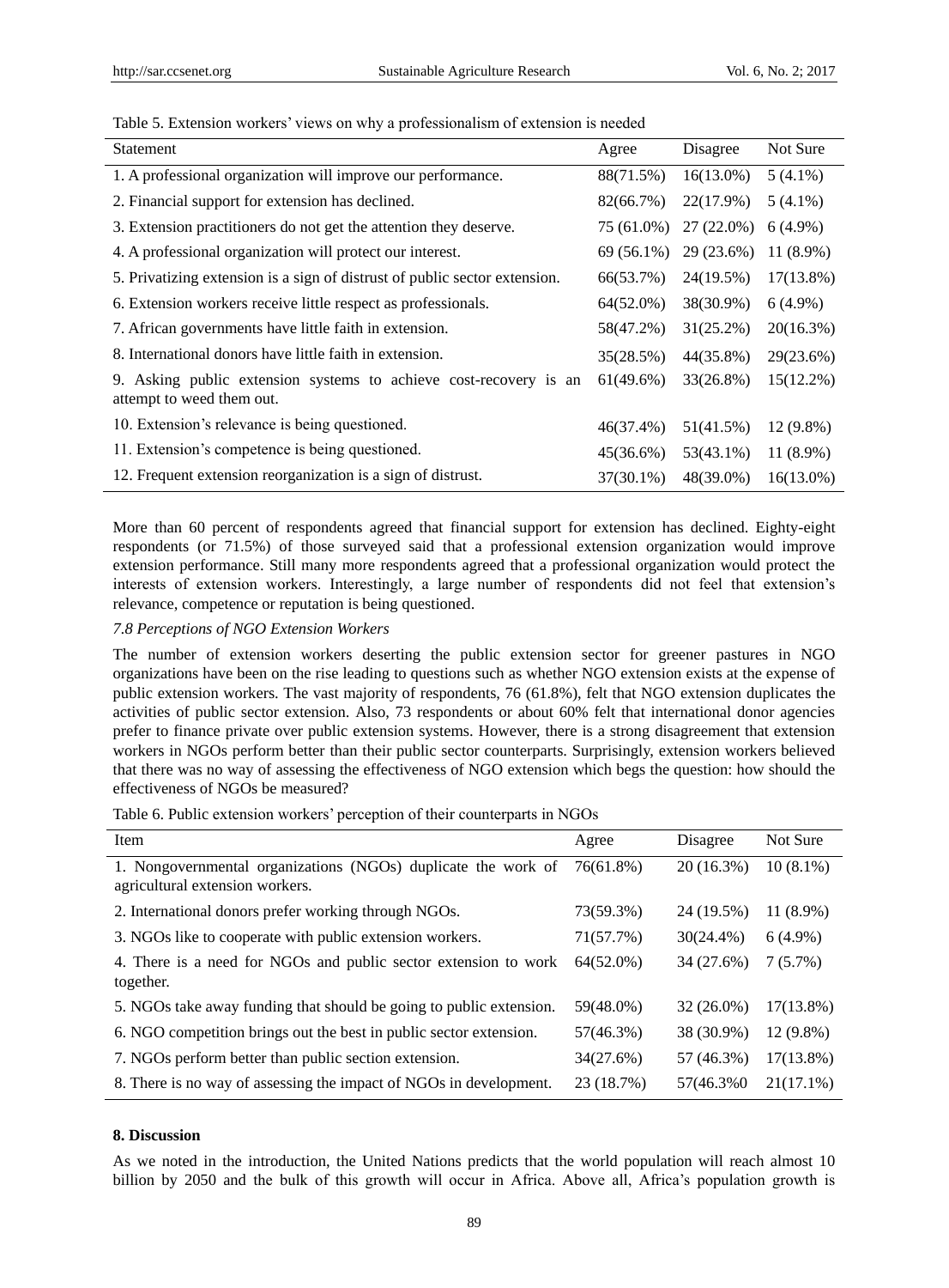Table 5. Extension workers' views on why a professionalism of extension is needed

| Statement | Agree | Disagree | Not Sure |
|---|---|---|---|
| 1. A professional organization will improve our performance. | 88(71.5%) | 16(13.0%) | 5 (4.1%) |
| 2. Financial support for extension has declined. | 82(66.7%) | 22(17.9%) | 5 (4.1%) |
| 3. Extension practitioners do not get the attention they deserve. | 75 (61.0%) | 27 (22.0%) | 6 (4.9%) |
| 4. A professional organization will protect our interest. | 69 (56.1%) | 29 (23.6%) | 11 (8.9%) |
| 5. Privatizing extension is a sign of distrust of public sector extension. | 66(53.7%) | 24(19.5%) | 17(13.8%) |
| 6. Extension workers receive little respect as professionals. | 64(52.0%) | 38(30.9%) | 6 (4.9%) |
| 7. African governments have little faith in extension. | 58(47.2%) | 31(25.2%) | 20(16.3%) |
| 8. International donors have little faith in extension. | 35(28.5%) | 44(35.8%) | 29(23.6%) |
| 9. Asking public extension systems to achieve cost-recovery is an attempt to weed them out. | 61(49.6%) | 33(26.8%) | 15(12.2%) |
| 10. Extension's relevance is being questioned. | 46(37.4%) | 51(41.5%) | 12 (9.8%) |
| 11. Extension's competence is being questioned. | 45(36.6%) | 53(43.1%) | 11 (8.9%) |
| 12. Frequent extension reorganization is a sign of distrust. | 37(30.1%) | 48(39.0%) | 16(13.0%) |

More than 60 percent of respondents agreed that financial support for extension has declined. Eighty-eight respondents (or 71.5%) of those surveyed said that a professional extension organization would improve extension performance. Still many more respondents agreed that a professional organization would protect the interests of extension workers. Interestingly, a large number of respondents did not feel that extension's relevance, competence or reputation is being questioned.

### *7.8 Perceptions of NGO Extension Workers*

The number of extension workers deserting the public extension sector for greener pastures in NGO organizations have been on the rise leading to questions such as whether NGO extension exists at the expense of public extension workers. The vast majority of respondents, 76 (61.8%), felt that NGO extension duplicates the activities of public sector extension. Also, 73 respondents or about 60% felt that international donor agencies prefer to finance private over public extension systems. However, there is a strong disagreement that extension workers in NGOs perform better than their public sector counterparts. Surprisingly, extension workers believed that there was no way of assessing the effectiveness of NGO extension which begs the question: how should the effectiveness of NGOs be measured?

Table 6. Public extension workers' perception of their counterparts in NGOs

| Item | Agree | Disagree | Not Sure |
|---|---|---|---|
| 1. Nongovernmental organizations (NGOs) duplicate the work of agricultural extension workers. | 76(61.8%) | 20 (16.3%) | 10 (8.1%) |
| 2. International donors prefer working through NGOs. | 73(59.3%) | 24 (19.5%) | 11 (8.9%) |
| 3. NGOs like to cooperate with public extension workers. | 71(57.7%) | 30(24.4%) | 6 (4.9%) |
| 4. There is a need for NGOs and public sector extension to work together. | 64(52.0%) | 34 (27.6%) | 7 (5.7%) |
| 5. NGOs take away funding that should be going to public extension. | 59(48.0%) | 32 (26.0%) | 17(13.8%) |
| 6. NGO competition brings out the best in public sector extension. | 57(46.3%) | 38 (30.9%) | 12 (9.8%) |
| 7. NGOs perform better than public section extension. | 34(27.6%) | 57 (46.3%) | 17(13.8%) |
| 8. There is no way of assessing the impact of NGOs in development. | 23 (18.7%) | 57(46.3%0 | 21(17.1%) |

## 8. Discussion

As we noted in the introduction, the United Nations predicts that the world population will reach almost 10 billion by 2050 and the bulk of this growth will occur in Africa. Above all, Africa's population growth is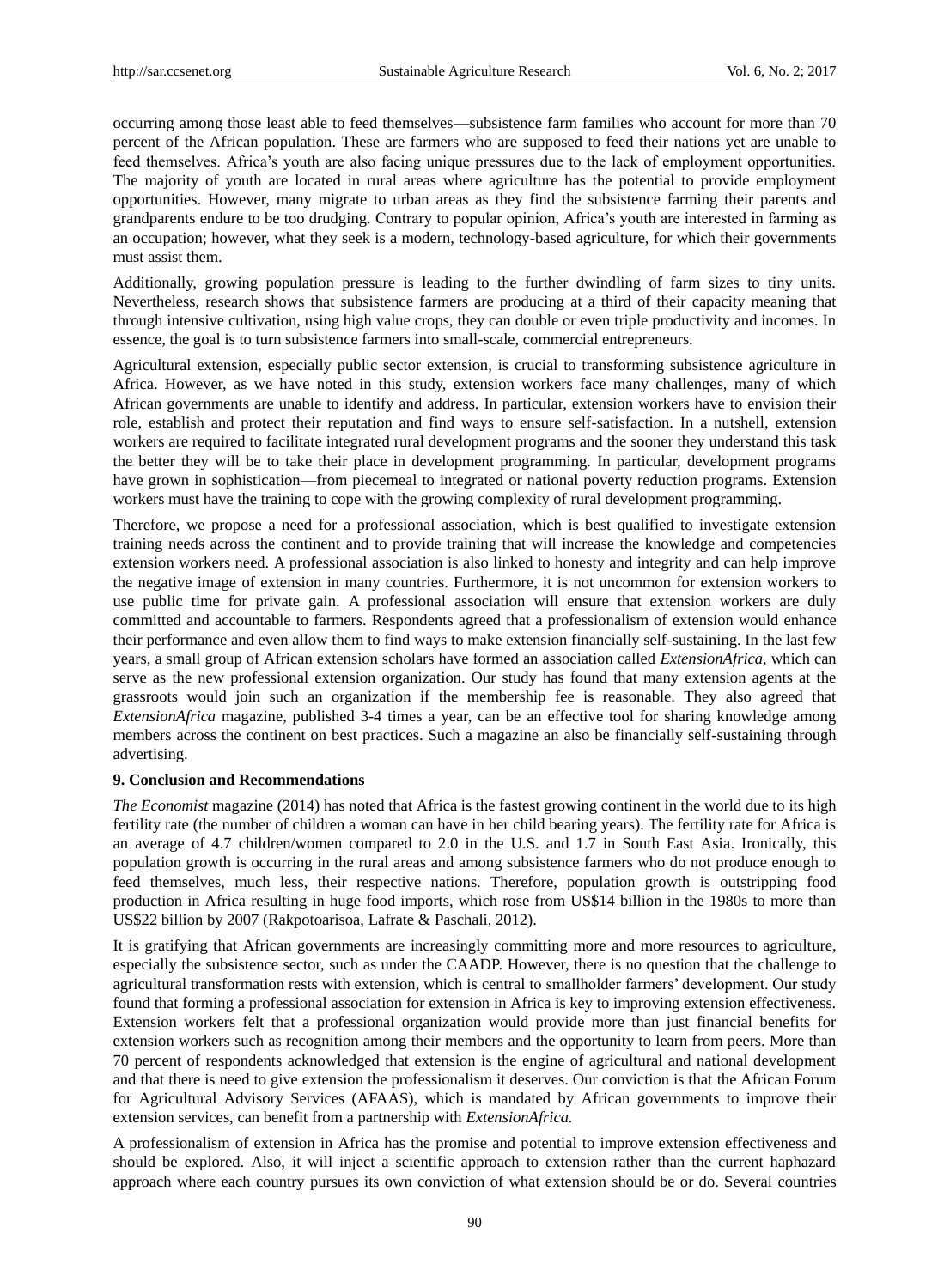occurring among those least able to feed themselves—subsistence farm families who account for more than 70 percent of the African population. These are farmers who are supposed to feed their nations yet are unable to feed themselves. Africa's youth are also facing unique pressures due to the lack of employment opportunities. The majority of youth are located in rural areas where agriculture has the potential to provide employment opportunities. However, many migrate to urban areas as they find the subsistence farming their parents and grandparents endure to be too drudging. Contrary to popular opinion, Africa's youth are interested in farming as an occupation; however, what they seek is a modern, technology-based agriculture, for which their governments must assist them.

Additionally, growing population pressure is leading to the further dwindling of farm sizes to tiny units. Nevertheless, research shows that subsistence farmers are producing at a third of their capacity meaning that through intensive cultivation, using high value crops, they can double or even triple productivity and incomes. In essence, the goal is to turn subsistence farmers into small-scale, commercial entrepreneurs.

Agricultural extension, especially public sector extension, is crucial to transforming subsistence agriculture in Africa. However, as we have noted in this study, extension workers face many challenges, many of which African governments are unable to identify and address. In particular, extension workers have to envision their role, establish and protect their reputation and find ways to ensure self-satisfaction. In a nutshell, extension workers are required to facilitate integrated rural development programs and the sooner they understand this task the better they will be to take their place in development programming. In particular, development programs have grown in sophistication—from piecemeal to integrated or national poverty reduction programs. Extension workers must have the training to cope with the growing complexity of rural development programming.

Therefore, we propose a need for a professional association, which is best qualified to investigate extension training needs across the continent and to provide training that will increase the knowledge and competencies extension workers need. A professional association is also linked to honesty and integrity and can help improve the negative image of extension in many countries. Furthermore, it is not uncommon for extension workers to use public time for private gain. A professional association will ensure that extension workers are duly committed and accountable to farmers. Respondents agreed that a professionalism of extension would enhance their performance and even allow them to find ways to make extension financially self-sustaining. In the last few years, a small group of African extension scholars have formed an association called *ExtensionAfrica*, which can serve as the new professional extension organization. Our study has found that many extension agents at the grassroots would join such an organization if the membership fee is reasonable. They also agreed that *ExtensionAfrica* magazine, published 3-4 times a year, can be an effective tool for sharing knowledge among members across the continent on best practices. Such a magazine an also be financially self-sustaining through advertising.

## 9. Conclusion and Recommendations

*The Economist* magazine (2014) has noted that Africa is the fastest growing continent in the world due to its high fertility rate (the number of children a woman can have in her child bearing years). The fertility rate for Africa is an average of 4.7 children/women compared to 2.0 in the U.S. and 1.7 in South East Asia. Ironically, this population growth is occurring in the rural areas and among subsistence farmers who do not produce enough to feed themselves, much less, their respective nations. Therefore, population growth is outstripping food production in Africa resulting in huge food imports, which rose from US$14 billion in the 1980s to more than US$22 billion by 2007 (Rakpotoarisoa, Lafrate & Paschali, 2012).

It is gratifying that African governments are increasingly committing more and more resources to agriculture, especially the subsistence sector, such as under the CAADP. However, there is no question that the challenge to agricultural transformation rests with extension, which is central to smallholder farmers' development. Our study found that forming a professional association for extension in Africa is key to improving extension effectiveness. Extension workers felt that a professional organization would provide more than just financial benefits for extension workers such as recognition among their members and the opportunity to learn from peers. More than 70 percent of respondents acknowledged that extension is the engine of agricultural and national development and that there is need to give extension the professionalism it deserves. Our conviction is that the African Forum for Agricultural Advisory Services (AFAAS), which is mandated by African governments to improve their extension services, can benefit from a partnership with *ExtensionAfrica.*

A professionalism of extension in Africa has the promise and potential to improve extension effectiveness and should be explored. Also, it will inject a scientific approach to extension rather than the current haphazard approach where each country pursues its own conviction of what extension should be or do. Several countries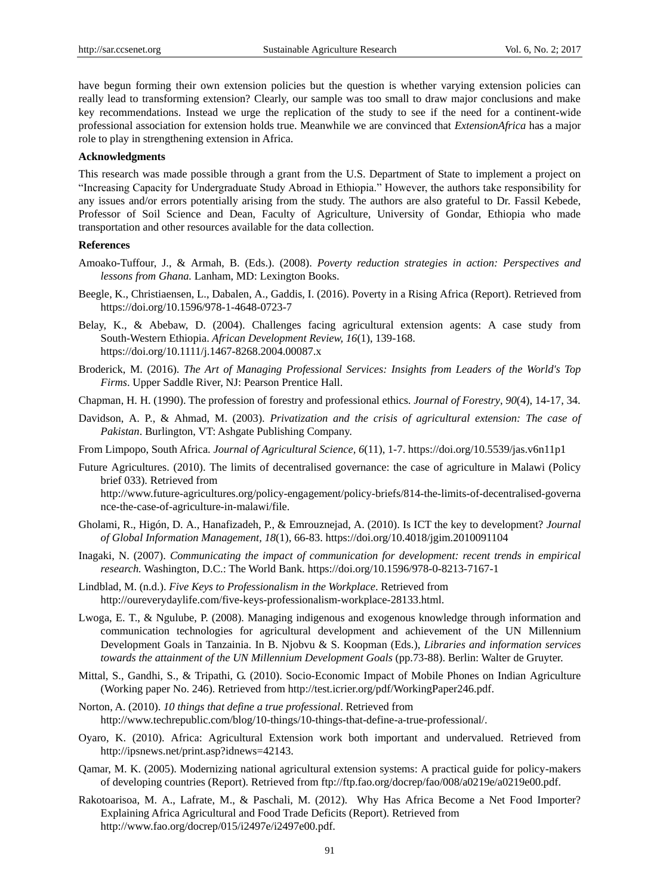have begun forming their own extension policies but the question is whether varying extension policies can really lead to transforming extension? Clearly, our sample was too small to draw major conclusions and make key recommendations. Instead we urge the replication of the study to see if the need for a continent-wide professional association for extension holds true. Meanwhile we are convinced that *ExtensionAfrica* has a major role to play in strengthening extension in Africa.

**Acknowledgments**

This research was made possible through a grant from the U.S. Department of State to implement a project on "Increasing Capacity for Undergraduate Study Abroad in Ethiopia." However, the authors take responsibility for any issues and/or errors potentially arising from the study. The authors are also grateful to Dr. Fassil Kebede, Professor of Soil Science and Dean, Faculty of Agriculture, University of Gondar, Ethiopia who made transportation and other resources available for the data collection.

**References**

Amoako-Tuffour, J., & Armah, B. (Eds.). (2008). *Poverty reduction strategies in action: Perspectives and lessons from Ghana.* Lanham, MD: Lexington Books.

Beegle, K., Christiaensen, L., Dabalen, A., Gaddis, I. (2016). Poverty in a Rising Africa (Report). Retrieved from https://doi.org/10.1596/978-1-4648-0723-7

Belay, K., & Abebaw, D. (2004). Challenges facing agricultural extension agents: A case study from South-Western Ethiopia. *African Development Review, 16*(1), 139-168. https://doi.org/10.1111/j.1467-8268.2004.00087.x

Broderick, M. (2016). *The Art of Managing Professional Services: Insights from Leaders of the World's Top Firms*. Upper Saddle River, NJ: Pearson Prentice Hall.

Chapman, H. H. (1990). The profession of forestry and professional ethics. *Journal of Forestry, 90*(4), 14-17, 34.

Davidson, A. P., & Ahmad, M. (2003). *Privatization and the crisis of agricultural extension: The case of Pakistan*. Burlington, VT: Ashgate Publishing Company.

From Limpopo, South Africa. *Journal of Agricultural Science, 6*(11), 1-7. https://doi.org/10.5539/jas.v6n11p1

Future Agricultures. (2010). The limits of decentralised governance: the case of agriculture in Malawi (Policy brief 033). Retrieved from http://www.future-agricultures.org/policy-engagement/policy-briefs/814-the-limits-of-decentralised-governance-the-case-of-agriculture-in-malawi/file.

Gholami, R., Higón, D. A., Hanafizadeh, P., & Emrouznejad, A. (2010). Is ICT the key to development? *Journal of Global Information Management, 18*(1), 66-83. https://doi.org/10.4018/jgim.2010091104

Inagaki, N. (2007). *Communicating the impact of communication for development: recent trends in empirical research.* Washington, D.C.: The World Bank. https://doi.org/10.1596/978-0-8213-7167-1

Lindblad, M. (n.d.). *Five Keys to Professionalism in the Workplace*. Retrieved from http://oureverydaylife.com/five-keys-professionalism-workplace-28133.html.

Lwoga, E. T., & Ngulube, P. (2008). Managing indigenous and exogenous knowledge through information and communication technologies for agricultural development and achievement of the UN Millennium Development Goals in Tanzainia. In B. Njobvu & S. Koopman (Eds.), *Libraries and information services towards the attainment of the UN Millennium Development Goals* (pp.73-88). Berlin: Walter de Gruyter.

Mittal, S., Gandhi, S., & Tripathi, G. (2010). Socio-Economic Impact of Mobile Phones on Indian Agriculture (Working paper No. 246). Retrieved from http://test.icrier.org/pdf/WorkingPaper246.pdf.

Norton, A. (2010). *10 things that define a true professional*. Retrieved from http://www.techrepublic.com/blog/10-things/10-things-that-define-a-true-professional/.

Oyaro, K. (2010). Africa: Agricultural Extension work both important and undervalued. Retrieved from http://ipsnews.net/print.asp?idnews=42143.

Qamar, M. K. (2005). Modernizing national agricultural extension systems: A practical guide for policy-makers of developing countries (Report). Retrieved from ftp://ftp.fao.org/docrep/fao/008/a0219e/a0219e00.pdf.

Rakotoarisoa, M. A., Lafrate, M., & Paschali, M. (2012). Why Has Africa Become a Net Food Importer? Explaining Africa Agricultural and Food Trade Deficits (Report). Retrieved from http://www.fao.org/docrep/015/i2497e/i2497e00.pdf.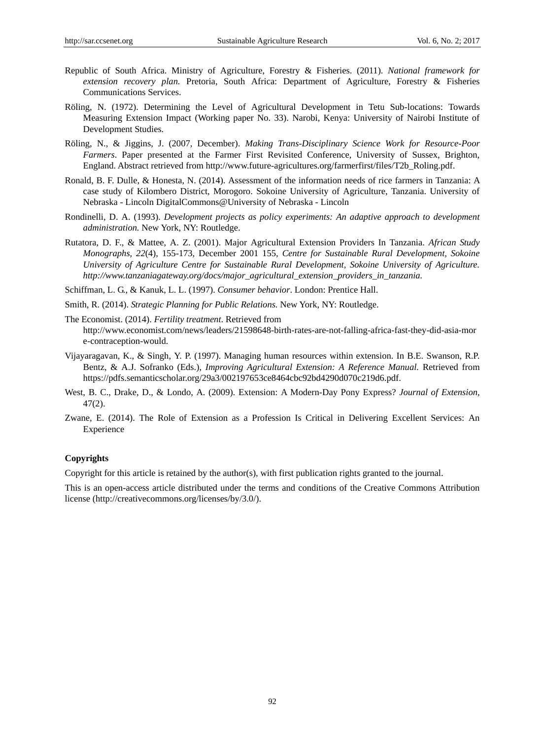Republic of South Africa. Ministry of Agriculture, Forestry & Fisheries. (2011). *National framework for extension recovery plan.* Pretoria, South Africa: Department of Agriculture, Forestry & Fisheries Communications Services.

Röling, N. (1972). Determining the Level of Agricultural Development in Tetu Sub-locations: Towards Measuring Extension Impact (Working paper No. 33). Narobi, Kenya: University of Nairobi Institute of Development Studies.

Röling, N., & Jiggins, J. (2007, December). *Making Trans-Disciplinary Science Work for Resource-Poor Farmers*. Paper presented at the Farmer First Revisited Conference, University of Sussex, Brighton, England. Abstract retrieved from http://www.future-agricultures.org/farmerfirst/files/T2b_Roling.pdf.

Ronald, B. F. Dulle, & Honesta, N. (2014). Assessment of the information needs of rice farmers in Tanzania: A case study of Kilombero District, Morogoro. Sokoine University of Agriculture, Tanzania. University of Nebraska - Lincoln DigitalCommons@University of Nebraska - Lincoln

Rondinelli, D. A. (1993). *Development projects as policy experiments: An adaptive approach to development administration.* New York, NY: Routledge.

Rutatora, D. F., & Mattee, A. Z. (2001). Major Agricultural Extension Providers In Tanzania. *African Study Monographs, 22*(4), 155-173, December 2001 155, *Centre for Sustainable Rural Development, Sokoine University of Agriculture Centre for Sustainable Rural Development, Sokoine University of Agriculture. http://www.tanzaniagateway.org/docs/major_agricultural_extension_providers_in_tanzania.*

Schiffman, L. G., & Kanuk, L. L. (1997). *Consumer behavior*. London: Prentice Hall.

Smith, R. (2014). *Strategic Planning for Public Relations.* New York, NY: Routledge.

The Economist. (2014). *Fertility treatment*. Retrieved from http://www.economist.com/news/leaders/21598648-birth-rates-are-not-falling-africa-fast-they-did-asia-more-contraception-would.

Vijayaragavan, K., & Singh, Y. P. (1997). Managing human resources within extension. In B.E. Swanson, R.P. Bentz, & A.J. Sofranko (Eds.), *Improving Agricultural Extension: A Reference Manual.* Retrieved from https://pdfs.semanticscholar.org/29a3/002197653ce8464cbc92bd4290d070c219d6.pdf.

West, B. C., Drake, D., & Londo, A. (2009). Extension: A Modern-Day Pony Express? *Journal of Extension,* 47(2).

Zwane, E. (2014). The Role of Extension as a Profession Is Critical in Delivering Excellent Services: An Experience

**Copyrights**

Copyright for this article is retained by the author(s), with first publication rights granted to the journal.

This is an open-access article distributed under the terms and conditions of the Creative Commons Attribution license (http://creativecommons.org/licenses/by/3.0/).